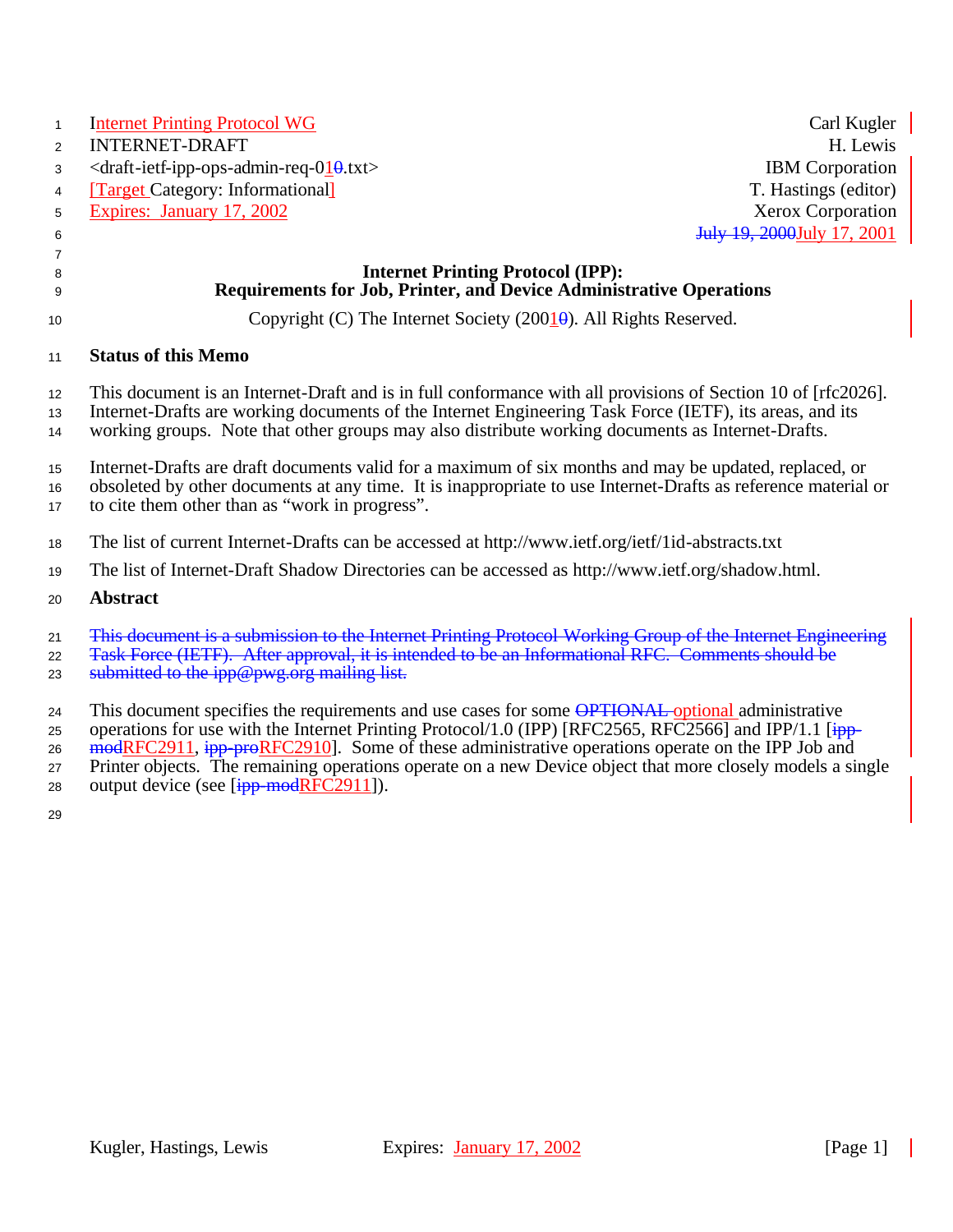Internet Printing Protocol WG
INTERNET-DRAFT
<draft-ietf-ipp-ops-admin-req-01.txt>
[Target Category: Informational]
Expires: January 17, 2002

Carl Kugler
H. Lewis
IBM Corporation
T. Hastings (editor)
Xerox Corporation
July 17, 2001

# Internet Printing Protocol (IPP): Requirements for Job, Printer, and Device Administrative Operations

Copyright (C) The Internet Society (2001). All Rights Reserved.

## Status of this Memo

This document is an Internet-Draft and is in full conformance with all provisions of Section 10 of [rfc2026]. Internet-Drafts are working documents of the Internet Engineering Task Force (IETF), its areas, and its working groups. Note that other groups may also distribute working documents as Internet-Drafts.

Internet-Drafts are draft documents valid for a maximum of six months and may be updated, replaced, or obsoleted by other documents at any time. It is inappropriate to use Internet-Drafts as reference material or to cite them other than as "work in progress".

The list of current Internet-Drafts can be accessed at http://www.ietf.org/ietf/1id-abstracts.txt

The list of Internet-Draft Shadow Directories can be accessed as http://www.ietf.org/shadow.html.

## Abstract

This document specifies the requirements and use cases for some optional administrative operations for use with the Internet Printing Protocol/1.0 (IPP) [RFC2565, RFC2566] and IPP/1.1 [RFC2911, RFC2910]. Some of these administrative operations operate on the IPP Job and Printer objects. The remaining operations operate on a new Device object that more closely models a single output device (see [RFC2911]).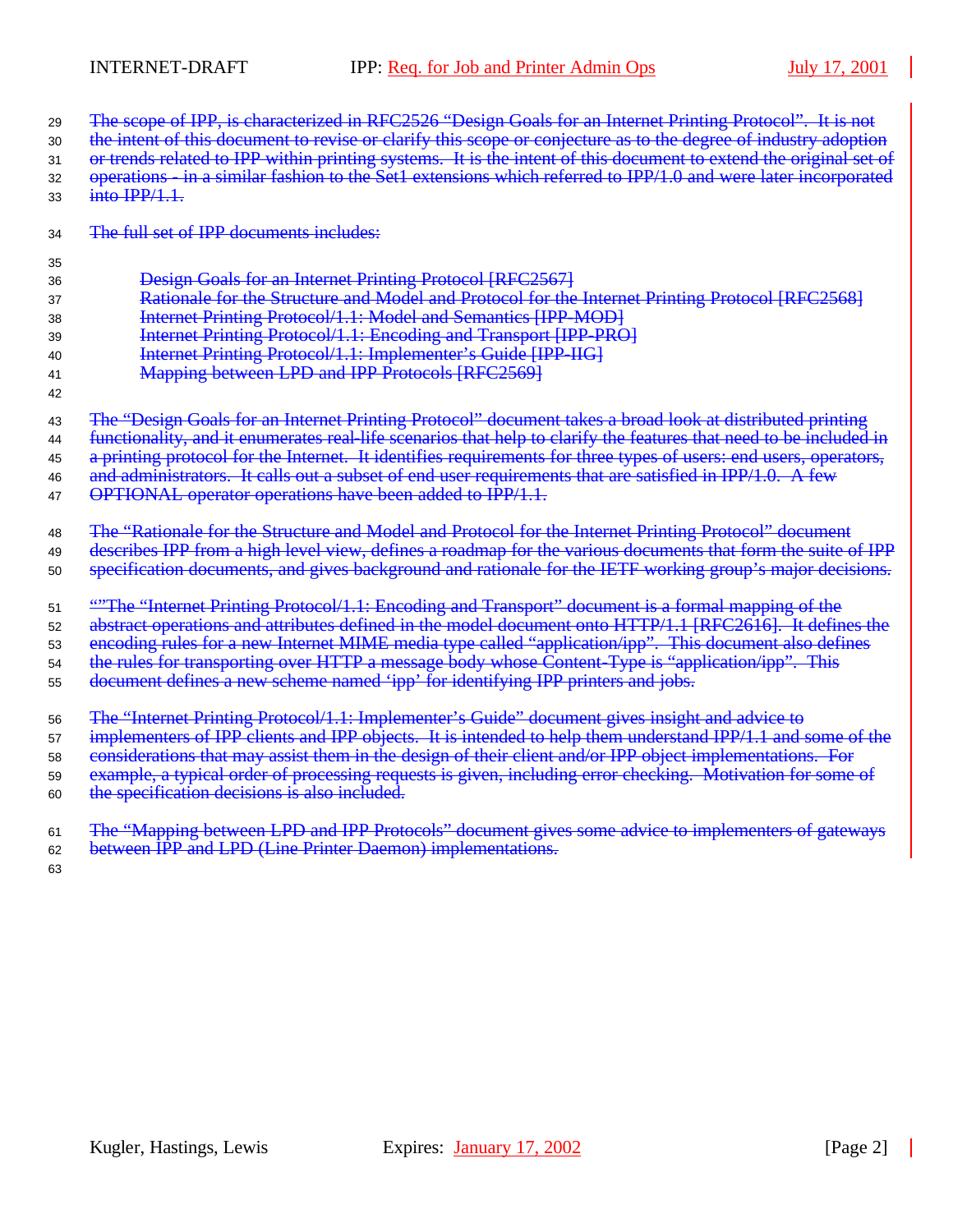~~The scope of IPP, is characterized in RFC2526 "Design Goals for an Internet Printing Protocol". It is not the intent of this document to revise or clarify this scope or conjecture as to the degree of industry adoption or trends related to IPP within printing systems. It is the intent of this document to extend the original set of operations - in a similar fashion to the Set1 extensions which referred to IPP/1.0 and were later incorporated into IPP/1.1.~~

~~The full set of IPP documents includes:~~

~~Design Goals for an Internet Printing Protocol [RFC2567]~~
~~Rationale for the Structure and Model and Protocol for the Internet Printing Protocol [RFC2568]~~
~~Internet Printing Protocol/1.1: Model and Semantics [IPP-MOD]~~
~~Internet Printing Protocol/1.1: Encoding and Transport [IPP-PRO]~~
~~Internet Printing Protocol/1.1: Implementer's Guide [IPP-IIG]~~
~~Mapping between LPD and IPP Protocols [RFC2569]~~

~~The "Design Goals for an Internet Printing Protocol" document takes a broad look at distributed printing functionality, and it enumerates real-life scenarios that help to clarify the features that need to be included in a printing protocol for the Internet. It identifies requirements for three types of users: end users, operators, and administrators. It calls out a subset of end user requirements that are satisfied in IPP/1.0. A few OPTIONAL operator operations have been added to IPP/1.1.~~

~~The "Rationale for the Structure and Model and Protocol for the Internet Printing Protocol" document describes IPP from a high level view, defines a roadmap for the various documents that form the suite of IPP specification documents, and gives background and rationale for the IETF working group's major decisions.~~

~~""The "Internet Printing Protocol/1.1: Encoding and Transport" document is a formal mapping of the abstract operations and attributes defined in the model document onto HTTP/1.1 [RFC2616]. It defines the encoding rules for a new Internet MIME media type called "application/ipp". This document also defines the rules for transporting over HTTP a message body whose Content-Type is "application/ipp". This document defines a new scheme named 'ipp' for identifying IPP printers and jobs.~~

~~The "Internet Printing Protocol/1.1: Implementer's Guide" document gives insight and advice to implementers of IPP clients and IPP objects. It is intended to help them understand IPP/1.1 and some of the considerations that may assist them in the design of their client and/or IPP object implementations. For example, a typical order of processing requests is given, including error checking. Motivation for some of the specification decisions is also included.~~

~~The "Mapping between LPD and IPP Protocols" document gives some advice to implementers of gateways between IPP and LPD (Line Printer Daemon) implementations.~~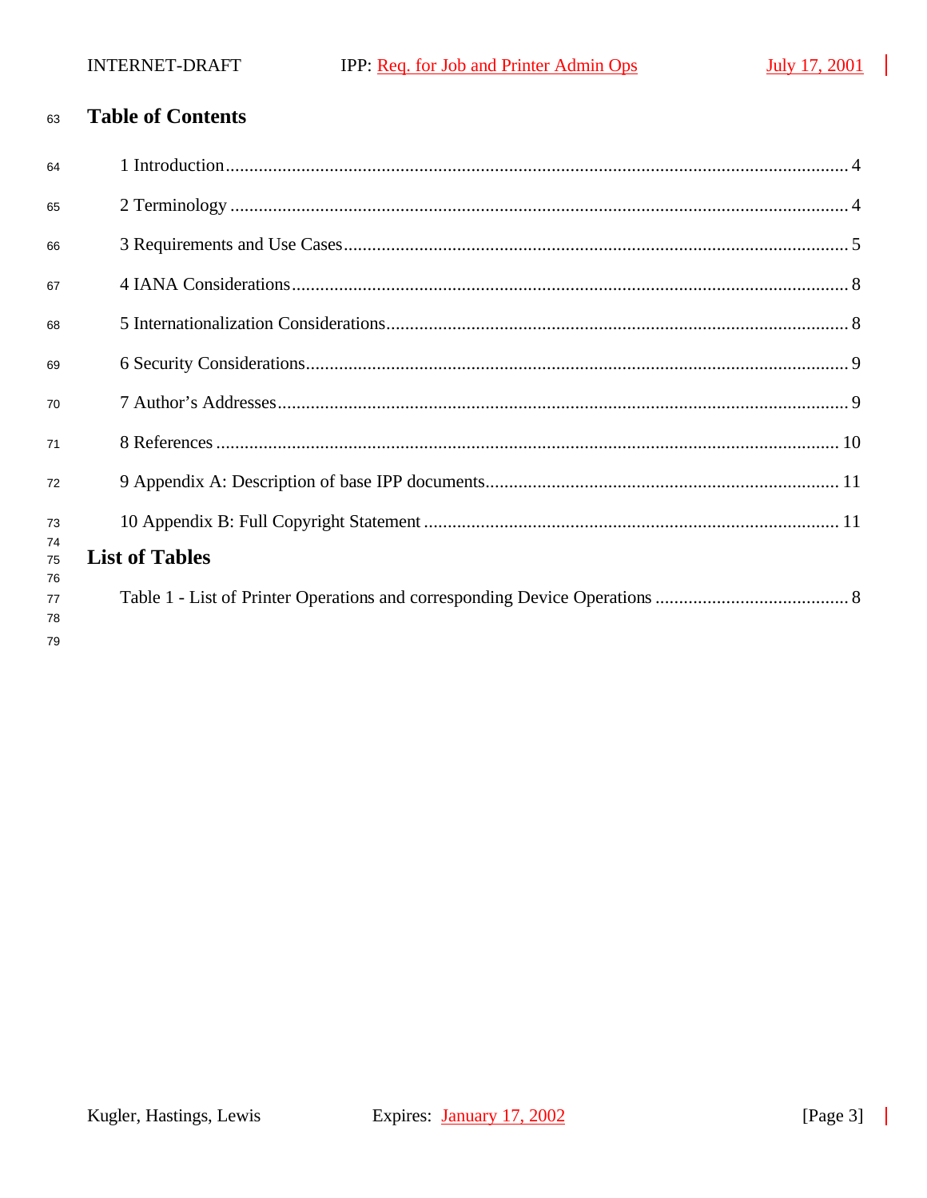# Table of Contents

1 Introduction .......... 4

2 Terminology .......... 4

3 Requirements and Use Cases .......... 5

4 IANA Considerations .......... 8

5 Internationalization Considerations .......... 8

6 Security Considerations .......... 9

7 Author's Addresses .......... 9

8 References .......... 10

9 Appendix A: Description of base IPP documents .......... 11

10 Appendix B: Full Copyright Statement .......... 11

# List of Tables

Table 1 - List of Printer Operations and corresponding Device Operations .......... 8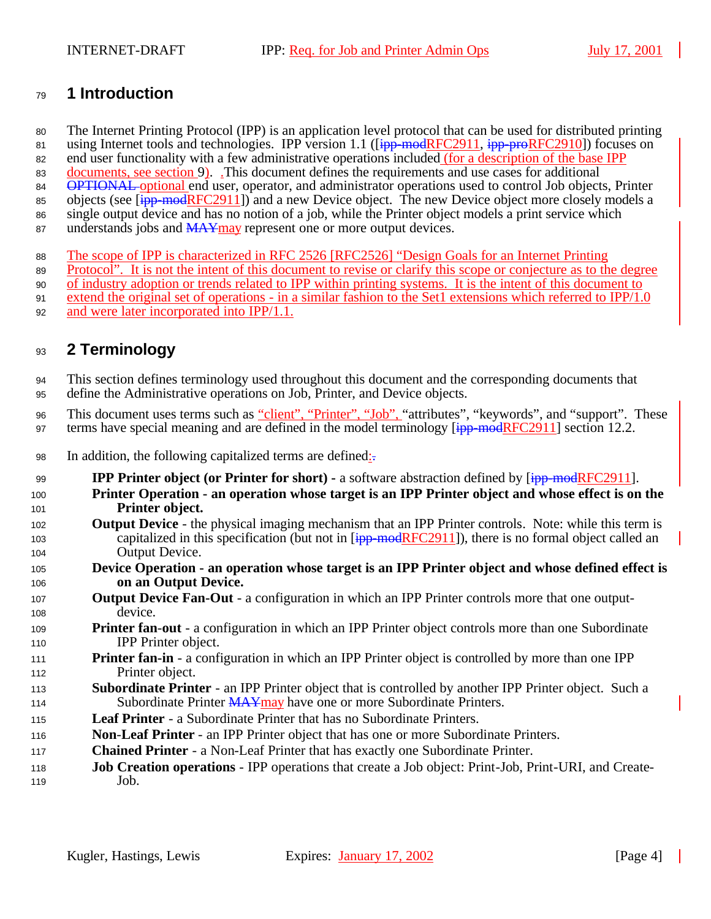# 1 Introduction

The Internet Printing Protocol (IPP) is an application level protocol that can be used for distributed printing using Internet tools and technologies. IPP version 1.1 ([~~ipp-mod~~RFC2911, ~~ipp-pro~~RFC2910]) focuses on end user functionality with a few administrative operations included (for a description of the base IPP documents, see section 9). .This document defines the requirements and use cases for additional ~~OPTIONAL~~ optional end user, operator, and administrator operations used to control Job objects, Printer objects (see [~~ipp-mod~~RFC2911]) and a new Device object. The new Device object more closely models a single output device and has no notion of a job, while the Printer object models a print service which understands jobs and ~~MAY~~may represent one or more output devices.

The scope of IPP is characterized in RFC 2526 [RFC2526] "Design Goals for an Internet Printing Protocol". It is not the intent of this document to revise or clarify this scope or conjecture as to the degree of industry adoption or trends related to IPP within printing systems. It is the intent of this document to extend the original set of operations - in a similar fashion to the Set1 extensions which referred to IPP/1.0 and were later incorporated into IPP/1.1.

# 2 Terminology

This section defines terminology used throughout this document and the corresponding documents that define the Administrative operations on Job, Printer, and Device objects.

This document uses terms such as "client", "Printer", "Job", "attributes", "keywords", and "support". These terms have special meaning and are defined in the model terminology [~~ipp-mod~~RFC2911] section 12.2.

In addition, the following capitalized terms are defined:~~.~~

- **IPP Printer object (or Printer for short) -** a software abstraction defined by [~~ipp-mod~~RFC2911].
- **Printer Operation - an operation whose target is an IPP Printer object and whose effect is on the Printer object.**
- **Output Device** - the physical imaging mechanism that an IPP Printer controls. Note: while this term is capitalized in this specification (but not in [~~ipp-mod~~RFC2911]), there is no formal object called an Output Device.
- **Device Operation - an operation whose target is an IPP Printer object and whose defined effect is on an Output Device.**
- **Output Device Fan-Out** - a configuration in which an IPP Printer controls more that one output-device.
- **Printer fan-out** - a configuration in which an IPP Printer object controls more than one Subordinate IPP Printer object.
- **Printer fan-in** - a configuration in which an IPP Printer object is controlled by more than one IPP Printer object.
- **Subordinate Printer** - an IPP Printer object that is controlled by another IPP Printer object. Such a Subordinate Printer ~~MAY~~may have one or more Subordinate Printers.
- **Leaf Printer** - a Subordinate Printer that has no Subordinate Printers.
- **Non-Leaf Printer** - an IPP Printer object that has one or more Subordinate Printers.
- **Chained Printer** - a Non-Leaf Printer that has exactly one Subordinate Printer.
- **Job Creation operations** - IPP operations that create a Job object: Print-Job, Print-URI, and Create-Job.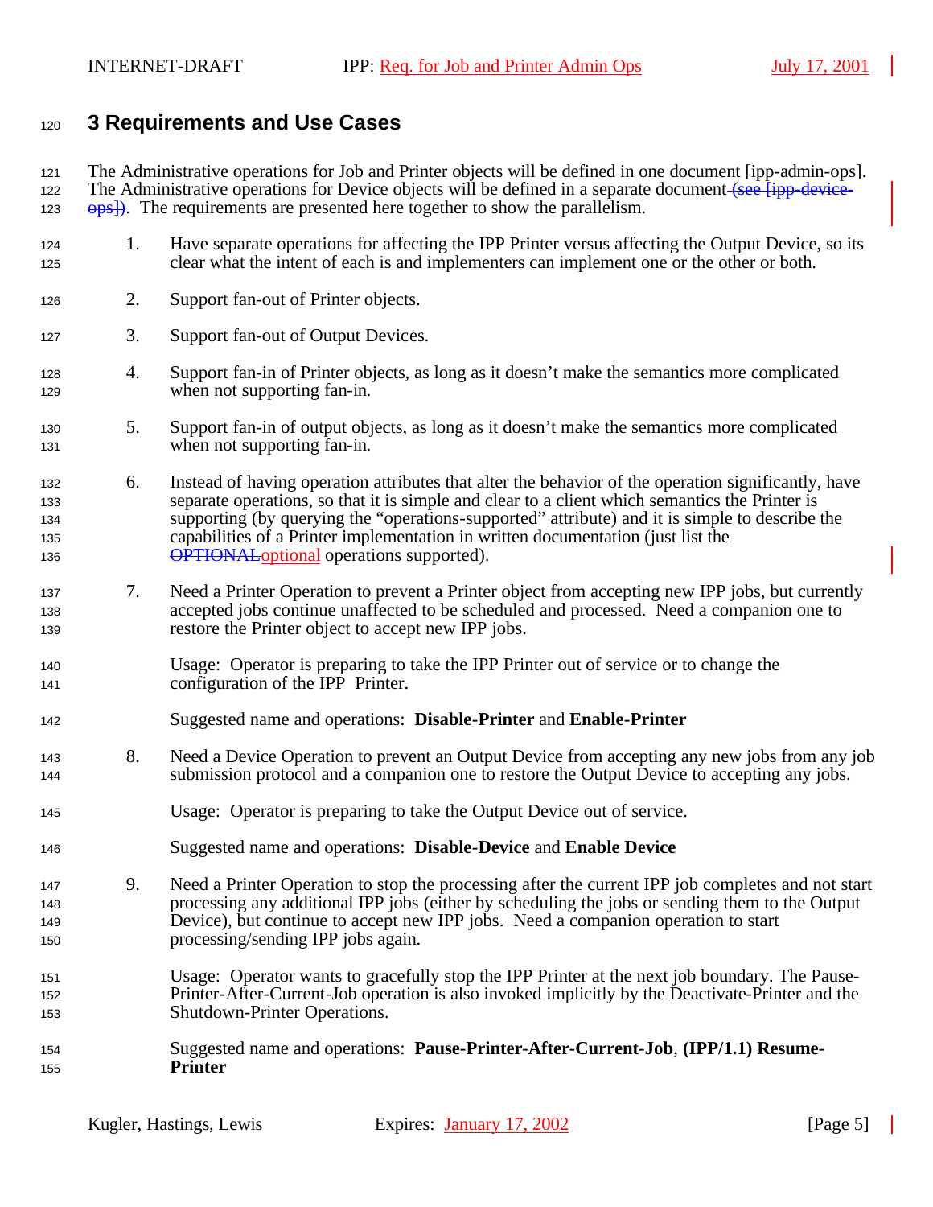# 3 Requirements and Use Cases

The Administrative operations for Job and Printer objects will be defined in one document [ipp-admin-ops]. The Administrative operations for Device objects will be defined in a separate document (see [ipp-device-ops]). The requirements are presented here together to show the parallelism.

1. Have separate operations for affecting the IPP Printer versus affecting the Output Device, so its clear what the intent of each is and implementers can implement one or the other or both.

2. Support fan-out of Printer objects.

3. Support fan-out of Output Devices.

4. Support fan-in of Printer objects, as long as it doesn't make the semantics more complicated when not supporting fan-in.

5. Support fan-in of output objects, as long as it doesn't make the semantics more complicated when not supporting fan-in.

6. Instead of having operation attributes that alter the behavior of the operation significantly, have separate operations, so that it is simple and clear to a client which semantics the Printer is supporting (by querying the "operations-supported" attribute) and it is simple to describe the capabilities of a Printer implementation in written documentation (just list the OPTIONALoptional operations supported).

7. Need a Printer Operation to prevent a Printer object from accepting new IPP jobs, but currently accepted jobs continue unaffected to be scheduled and processed. Need a companion one to restore the Printer object to accept new IPP jobs.

   Usage: Operator is preparing to take the IPP Printer out of service or to change the configuration of the IPP Printer.

   Suggested name and operations: **Disable-Printer** and **Enable-Printer**

8. Need a Device Operation to prevent an Output Device from accepting any new jobs from any job submission protocol and a companion one to restore the Output Device to accepting any jobs.

   Usage: Operator is preparing to take the Output Device out of service.

   Suggested name and operations: **Disable-Device** and **Enable Device**

9. Need a Printer Operation to stop the processing after the current IPP job completes and not start processing any additional IPP jobs (either by scheduling the jobs or sending them to the Output Device), but continue to accept new IPP jobs. Need a companion operation to start processing/sending IPP jobs again.

   Usage: Operator wants to gracefully stop the IPP Printer at the next job boundary. The Pause-Printer-After-Current-Job operation is also invoked implicitly by the Deactivate-Printer and the Shutdown-Printer Operations.

   Suggested name and operations: **Pause-Printer-After-Current-Job**, **(IPP/1.1) Resume-Printer**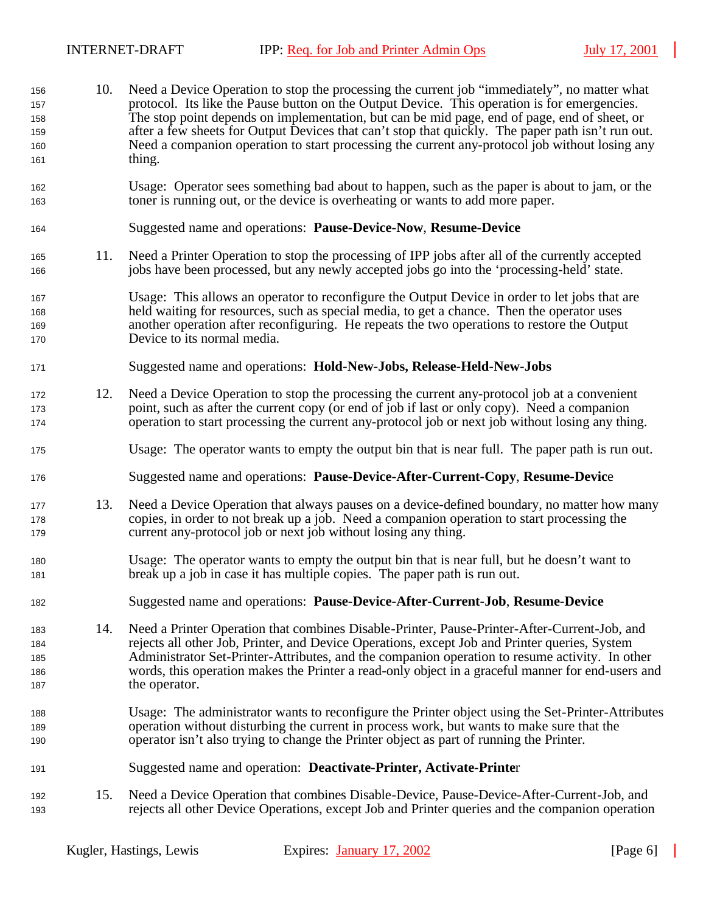10. Need a Device Operation to stop the processing the current job "immediately", no matter what protocol. Its like the Pause button on the Output Device. This operation is for emergencies. The stop point depends on implementation, but can be mid page, end of page, end of sheet, or after a few sheets for Output Devices that can't stop that quickly. The paper path isn't run out. Need a companion operation to start processing the current any-protocol job without losing any thing.

    Usage: Operator sees something bad about to happen, such as the paper is about to jam, or the toner is running out, or the device is overheating or wants to add more paper.

    Suggested name and operations: **Pause-Device-Now**, **Resume-Device**

11. Need a Printer Operation to stop the processing of IPP jobs after all of the currently accepted jobs have been processed, but any newly accepted jobs go into the 'processing-held' state.

    Usage: This allows an operator to reconfigure the Output Device in order to let jobs that are held waiting for resources, such as special media, to get a chance. Then the operator uses another operation after reconfiguring. He repeats the two operations to restore the Output Device to its normal media.

    Suggested name and operations: **Hold-New-Jobs, Release-Held-New-Jobs**

12. Need a Device Operation to stop the processing the current any-protocol job at a convenient point, such as after the current copy (or end of job if last or only copy). Need a companion operation to start processing the current any-protocol job or next job without losing any thing.

    Usage: The operator wants to empty the output bin that is near full. The paper path is run out.

    Suggested name and operations: **Pause-Device-After-Current-Copy**, **Resume-Device**

13. Need a Device Operation that always pauses on a device-defined boundary, no matter how many copies, in order to not break up a job. Need a companion operation to start processing the current any-protocol job or next job without losing any thing.

    Usage: The operator wants to empty the output bin that is near full, but he doesn't want to break up a job in case it has multiple copies. The paper path is run out.

    Suggested name and operations: **Pause-Device-After-Current-Job**, **Resume-Device**

14. Need a Printer Operation that combines Disable-Printer, Pause-Printer-After-Current-Job, and rejects all other Job, Printer, and Device Operations, except Job and Printer queries, System Administrator Set-Printer-Attributes, and the companion operation to resume activity. In other words, this operation makes the Printer a read-only object in a graceful manner for end-users and the operator.

    Usage: The administrator wants to reconfigure the Printer object using the Set-Printer-Attributes operation without disturbing the current in process work, but wants to make sure that the operator isn't also trying to change the Printer object as part of running the Printer.

    Suggested name and operation: **Deactivate-Printer, Activate-Printer**

15. Need a Device Operation that combines Disable-Device, Pause-Device-After-Current-Job, and rejects all other Device Operations, except Job and Printer queries and the companion operation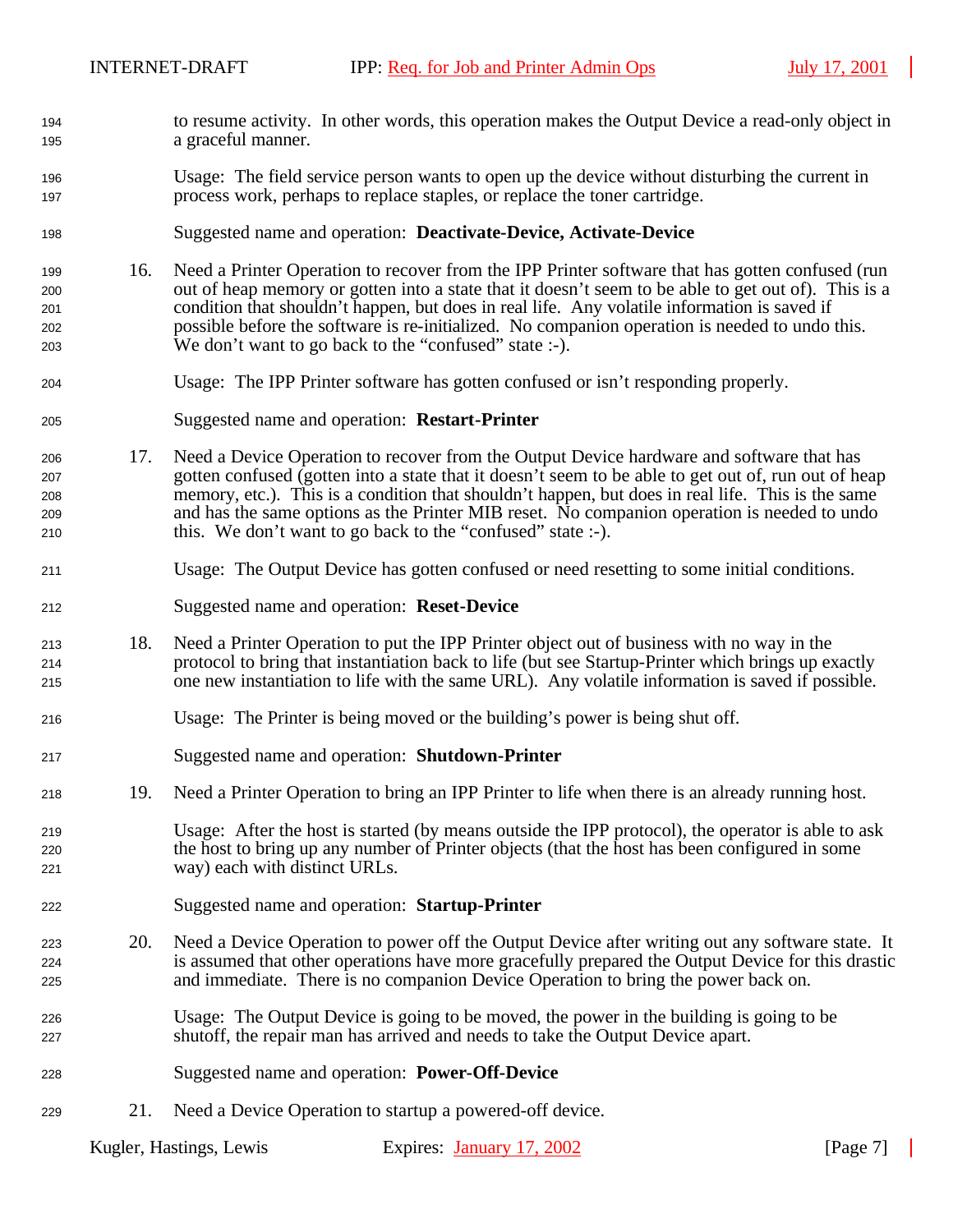to resume activity. In other words, this operation makes the Output Device a read-only object in a graceful manner.

Usage: The field service person wants to open up the device without disturbing the current in process work, perhaps to replace staples, or replace the toner cartridge.

Suggested name and operation: **Deactivate-Device, Activate-Device**

16. Need a Printer Operation to recover from the IPP Printer software that has gotten confused (run out of heap memory or gotten into a state that it doesn't seem to be able to get out of). This is a condition that shouldn't happen, but does in real life. Any volatile information is saved if possible before the software is re-initialized. No companion operation is needed to undo this. We don't want to go back to the "confused" state :-).

    Usage: The IPP Printer software has gotten confused or isn't responding properly.

    Suggested name and operation: **Restart-Printer**

17. Need a Device Operation to recover from the Output Device hardware and software that has gotten confused (gotten into a state that it doesn't seem to be able to get out of, run out of heap memory, etc.). This is a condition that shouldn't happen, but does in real life. This is the same and has the same options as the Printer MIB reset. No companion operation is needed to undo this. We don't want to go back to the "confused" state :-).

    Usage: The Output Device has gotten confused or need resetting to some initial conditions.

    Suggested name and operation: **Reset-Device**

18. Need a Printer Operation to put the IPP Printer object out of business with no way in the protocol to bring that instantiation back to life (but see Startup-Printer which brings up exactly one new instantiation to life with the same URL). Any volatile information is saved if possible.

    Usage: The Printer is being moved or the building's power is being shut off.

    Suggested name and operation: **Shutdown-Printer**

19. Need a Printer Operation to bring an IPP Printer to life when there is an already running host.

    Usage: After the host is started (by means outside the IPP protocol), the operator is able to ask the host to bring up any number of Printer objects (that the host has been configured in some way) each with distinct URLs.

    Suggested name and operation: **Startup-Printer**

20. Need a Device Operation to power off the Output Device after writing out any software state. It is assumed that other operations have more gracefully prepared the Output Device for this drastic and immediate. There is no companion Device Operation to bring the power back on.

    Usage: The Output Device is going to be moved, the power in the building is going to be shutoff, the repair man has arrived and needs to take the Output Device apart.

    Suggested name and operation: **Power-Off-Device**

21. Need a Device Operation to startup a powered-off device.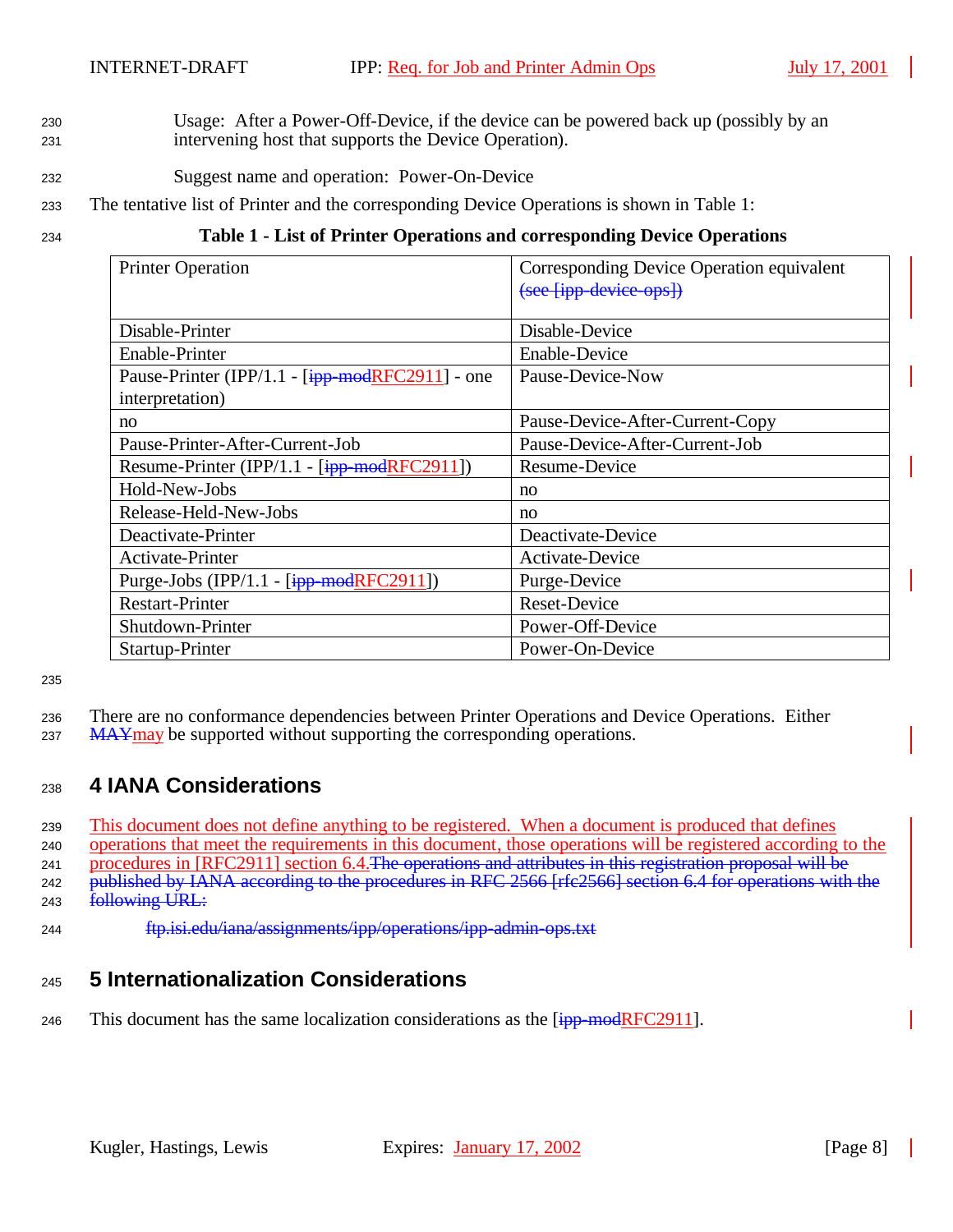Usage: After a Power-Off-Device, if the device can be powered back up (possibly by an intervening host that supports the Device Operation).

Suggest name and operation: Power-On-Device

The tentative list of Printer and the corresponding Device Operations is shown in Table 1:

**Table 1 - List of Printer Operations and corresponding Device Operations**

| Printer Operation | Corresponding Device Operation equivalent ~~(see [ipp-device-ops])~~ |
|---|---|
| Disable-Printer | Disable-Device |
| Enable-Printer | Enable-Device |
| Pause-Printer (IPP/1.1 - [~~ipp-mod~~RFC2911] - one interpretation) | Pause-Device-Now |
| no | Pause-Device-After-Current-Copy |
| Pause-Printer-After-Current-Job | Pause-Device-After-Current-Job |
| Resume-Printer (IPP/1.1 - [~~ipp-mod~~RFC2911]) | Resume-Device |
| Hold-New-Jobs | no |
| Release-Held-New-Jobs | no |
| Deactivate-Printer | Deactivate-Device |
| Activate-Printer | Activate-Device |
| Purge-Jobs (IPP/1.1 - [~~ipp-mod~~RFC2911]) | Purge-Device |
| Restart-Printer | Reset-Device |
| Shutdown-Printer | Power-Off-Device |
| Startup-Printer | Power-On-Device |

There are no conformance dependencies between Printer Operations and Device Operations. Either ~~MAY~~may be supported without supporting the corresponding operations.

# 4 IANA Considerations

This document does not define anything to be registered. When a document is produced that defines operations that meet the requirements in this document, those operations will be registered according to the procedures in [RFC2911] section 6.4.~~The operations and attributes in this registration proposal will be published by IANA according to the procedures in RFC 2566 [rfc2566] section 6.4 for operations with the following URL:~~

~~ftp.isi.edu/iana/assignments/ipp/operations/ipp-admin-ops.txt~~

# 5 Internationalization Considerations

This document has the same localization considerations as the [~~ipp-mod~~RFC2911].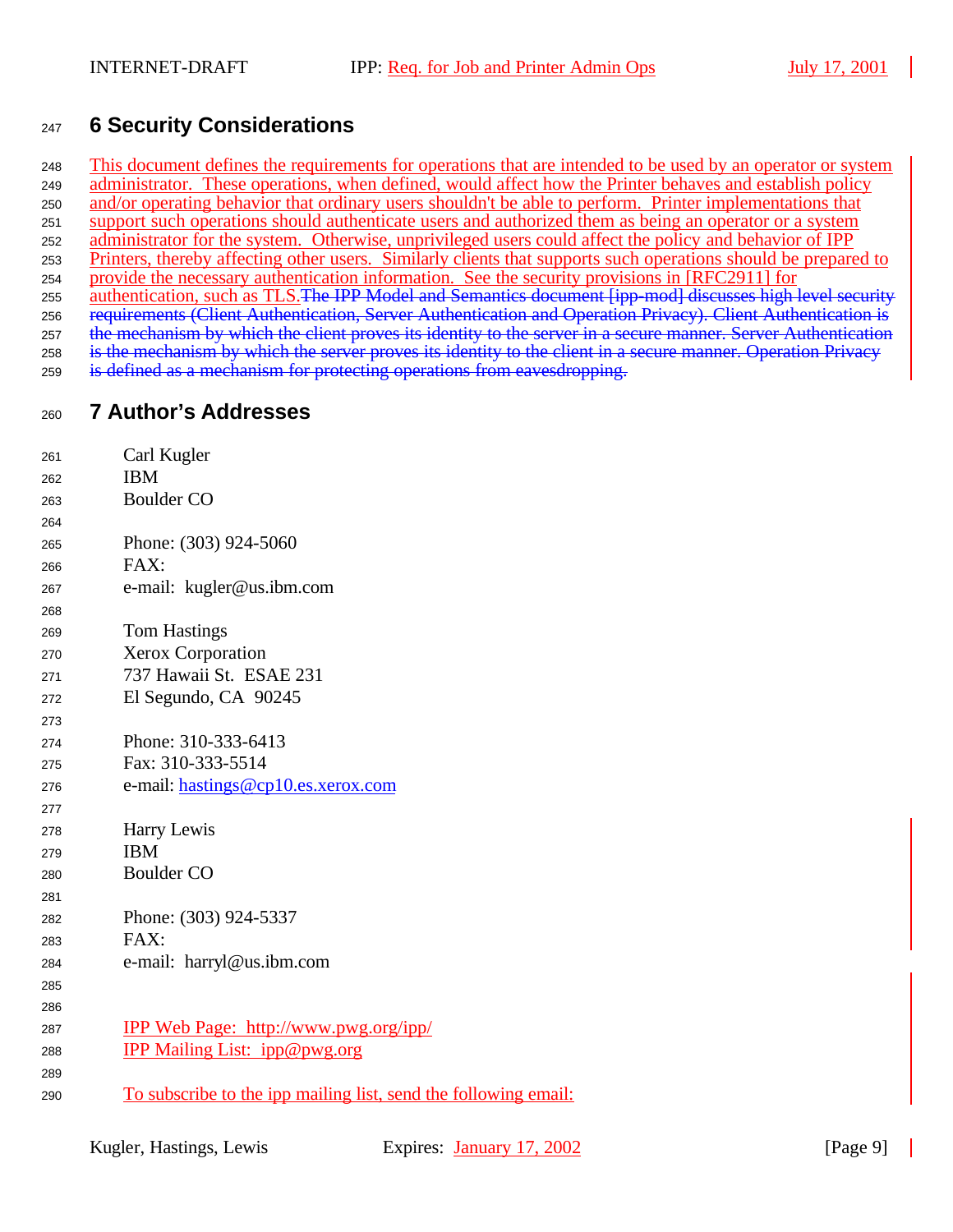# 6 Security Considerations

This document defines the requirements for operations that are intended to be used by an operator or system administrator. These operations, when defined, would affect how the Printer behaves and establish policy and/or operating behavior that ordinary users shouldn't be able to perform. Printer implementations that support such operations should authenticate users and authorized them as being an operator or a system administrator for the system. Otherwise, unprivileged users could affect the policy and behavior of IPP Printers, thereby affecting other users. Similarly clients that supports such operations should be prepared to provide the necessary authentication information. See the security provisions in [RFC2911] for authentication, such as TLS.~~The IPP Model and Semantics document [ipp-mod] discusses high level security requirements (Client Authentication, Server Authentication and Operation Privacy). Client Authentication is the mechanism by which the client proves its identity to the server in a secure manner. Server Authentication is the mechanism by which the server proves its identity to the client in a secure manner. Operation Privacy is defined as a mechanism for protecting operations from eavesdropping.~~

# 7 Author's Addresses

Carl Kugler
IBM
Boulder CO

Phone: (303) 924-5060
FAX:
e-mail: kugler@us.ibm.com

Tom Hastings
Xerox Corporation
737 Hawaii St. ESAE 231
El Segundo, CA 90245

Phone: 310-333-6413
Fax: 310-333-5514
e-mail: hastings@cp10.es.xerox.com

Harry Lewis
IBM
Boulder CO

Phone: (303) 924-5337
FAX:
e-mail: harryl@us.ibm.com

IPP Web Page: http://www.pwg.org/ipp/
IPP Mailing List: ipp@pwg.org

To subscribe to the ipp mailing list, send the following email: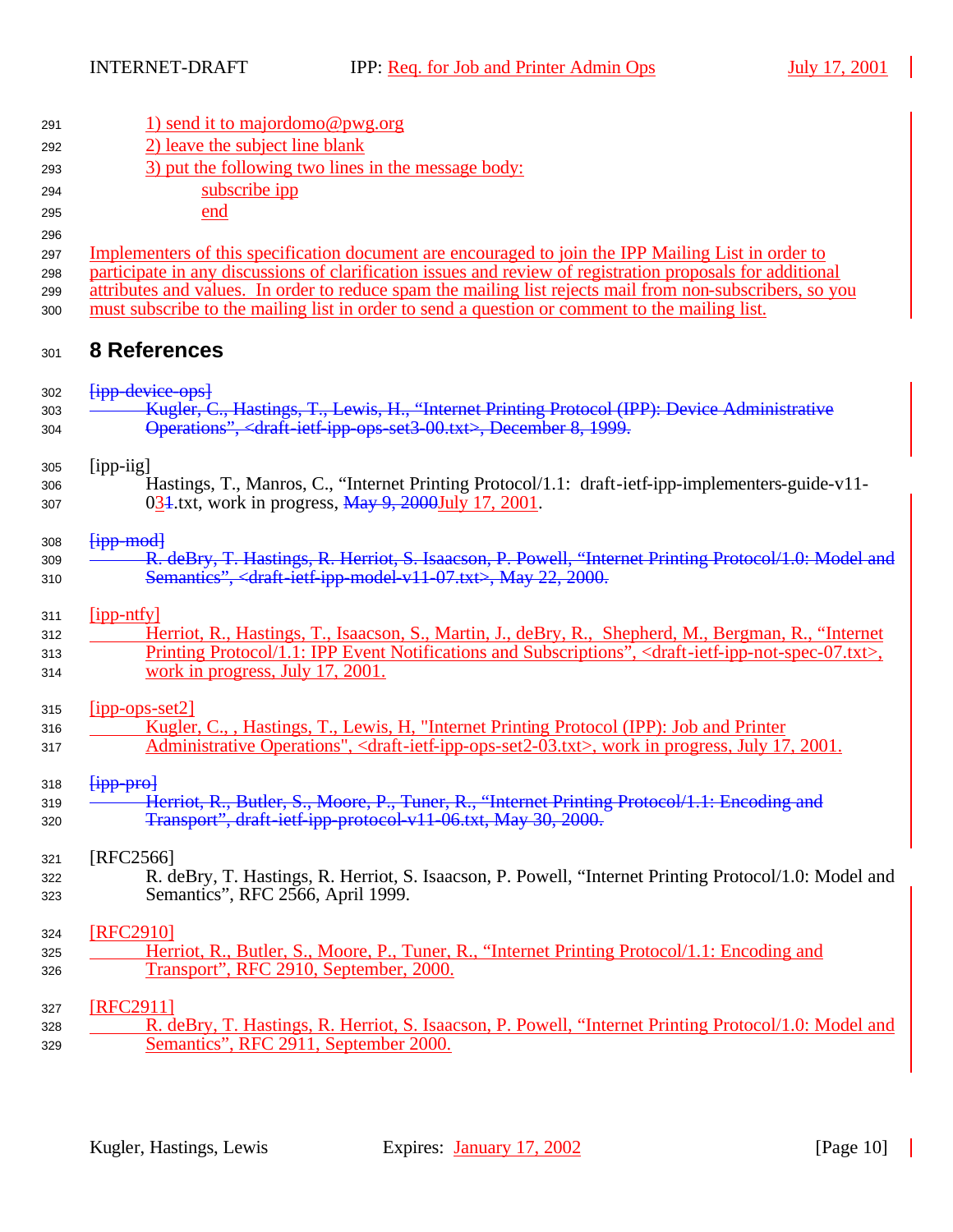1) send it to majordomo@pwg.org
2) leave the subject line blank
3) put the following two lines in the message body:
    subscribe ipp
    end

Implementers of this specification document are encouraged to join the IPP Mailing List in order to participate in any discussions of clarification issues and review of registration proposals for additional attributes and values. In order to reduce spam the mailing list rejects mail from non-subscribers, so you must subscribe to the mailing list in order to send a question or comment to the mailing list.

# 8 References

~~[ipp-device-ops]~~
~~Kugler, C., Hastings, T., Lewis, H., "Internet Printing Protocol (IPP): Device Administrative Operations", <draft-ietf-ipp-ops-set3-00.txt>, December 8, 1999.~~

[ipp-iig]
Hastings, T., Manros, C., "Internet Printing Protocol/1.1: draft-ietf-ipp-implementers-guide-v11-03~~1~~.txt, work in progress, ~~May 9, 2000~~July 17, 2001.

~~[ipp-mod]~~
~~R. deBry, T. Hastings, R. Herriot, S. Isaacson, P. Powell, "Internet Printing Protocol/1.0: Model and Semantics", <draft-ietf-ipp-model-v11-07.txt>, May 22, 2000.~~

[ipp-ntfy]
Herriot, R., Hastings, T., Isaacson, S., Martin, J., deBry, R., Shepherd, M., Bergman, R., "Internet Printing Protocol/1.1: IPP Event Notifications and Subscriptions", <draft-ietf-ipp-not-spec-07.txt>, work in progress, July 17, 2001.

[ipp-ops-set2]
Kugler, C., , Hastings, T., Lewis, H, "Internet Printing Protocol (IPP): Job and Printer Administrative Operations", <draft-ietf-ipp-ops-set2-03.txt>, work in progress, July 17, 2001.

~~[ipp-pro]~~
~~Herriot, R., Butler, S., Moore, P., Tuner, R., "Internet Printing Protocol/1.1: Encoding and Transport", draft-ietf-ipp-protocol-v11-06.txt, May 30, 2000.~~

[RFC2566]
R. deBry, T. Hastings, R. Herriot, S. Isaacson, P. Powell, "Internet Printing Protocol/1.0: Model and Semantics", RFC 2566, April 1999.

[RFC2910]
Herriot, R., Butler, S., Moore, P., Tuner, R., "Internet Printing Protocol/1.1: Encoding and Transport", RFC 2910, September, 2000.

[RFC2911]
R. deBry, T. Hastings, R. Herriot, S. Isaacson, P. Powell, "Internet Printing Protocol/1.0: Model and Semantics", RFC 2911, September 2000.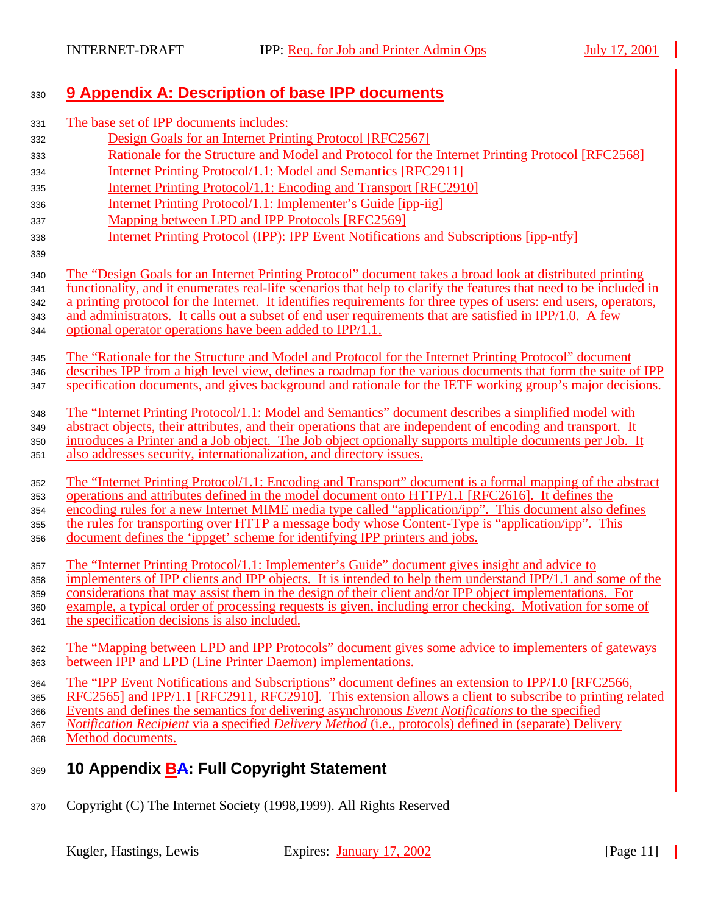## 9 Appendix A: Description of base IPP documents

The base set of IPP documents includes:

- Design Goals for an Internet Printing Protocol [RFC2567]
- Rationale for the Structure and Model and Protocol for the Internet Printing Protocol [RFC2568]
- Internet Printing Protocol/1.1: Model and Semantics [RFC2911]
- Internet Printing Protocol/1.1: Encoding and Transport [RFC2910]
- Internet Printing Protocol/1.1: Implementer's Guide [ipp-iig]
- Mapping between LPD and IPP Protocols [RFC2569]
- Internet Printing Protocol (IPP): IPP Event Notifications and Subscriptions [ipp-ntfy]

The "Design Goals for an Internet Printing Protocol" document takes a broad look at distributed printing functionality, and it enumerates real-life scenarios that help to clarify the features that need to be included in a printing protocol for the Internet. It identifies requirements for three types of users: end users, operators, and administrators. It calls out a subset of end user requirements that are satisfied in IPP/1.0. A few optional operator operations have been added to IPP/1.1.

The "Rationale for the Structure and Model and Protocol for the Internet Printing Protocol" document describes IPP from a high level view, defines a roadmap for the various documents that form the suite of IPP specification documents, and gives background and rationale for the IETF working group's major decisions.

The "Internet Printing Protocol/1.1: Model and Semantics" document describes a simplified model with abstract objects, their attributes, and their operations that are independent of encoding and transport. It introduces a Printer and a Job object. The Job object optionally supports multiple documents per Job. It also addresses security, internationalization, and directory issues.

The "Internet Printing Protocol/1.1: Encoding and Transport" document is a formal mapping of the abstract operations and attributes defined in the model document onto HTTP/1.1 [RFC2616]. It defines the encoding rules for a new Internet MIME media type called "application/ipp". This document also defines the rules for transporting over HTTP a message body whose Content-Type is "application/ipp". This document defines the 'ippget' scheme for identifying IPP printers and jobs.

The "Internet Printing Protocol/1.1: Implementer's Guide" document gives insight and advice to implementers of IPP clients and IPP objects. It is intended to help them understand IPP/1.1 and some of the considerations that may assist them in the design of their client and/or IPP object implementations. For example, a typical order of processing requests is given, including error checking. Motivation for some of the specification decisions is also included.

The "Mapping between LPD and IPP Protocols" document gives some advice to implementers of gateways between IPP and LPD (Line Printer Daemon) implementations.

The "IPP Event Notifications and Subscriptions" document defines an extension to IPP/1.0 [RFC2566, RFC2565] and IPP/1.1 [RFC2911, RFC2910]. This extension allows a client to subscribe to printing related Events and defines the semantics for delivering asynchronous *Event Notifications* to the specified *Notification Recipient* via a specified *Delivery Method* (i.e., protocols) defined in (separate) Delivery Method documents.

## 10 Appendix BA: Full Copyright Statement

Copyright (C) The Internet Society (1998,1999). All Rights Reserved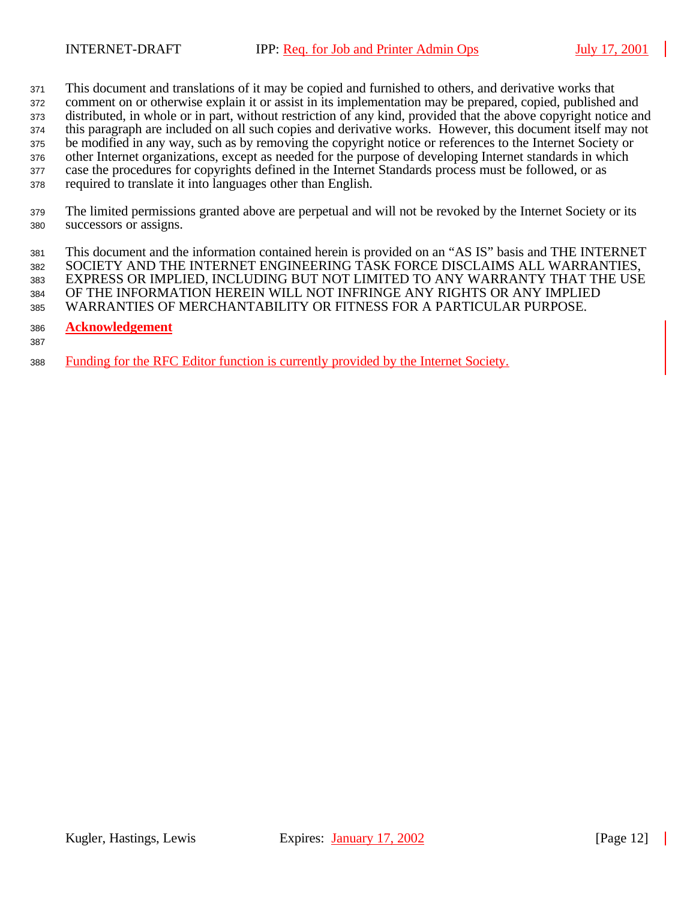This document and translations of it may be copied and furnished to others, and derivative works that comment on or otherwise explain it or assist in its implementation may be prepared, copied, published and distributed, in whole or in part, without restriction of any kind, provided that the above copyright notice and this paragraph are included on all such copies and derivative works. However, this document itself may not be modified in any way, such as by removing the copyright notice or references to the Internet Society or other Internet organizations, except as needed for the purpose of developing Internet standards in which case the procedures for copyrights defined in the Internet Standards process must be followed, or as required to translate it into languages other than English.

The limited permissions granted above are perpetual and will not be revoked by the Internet Society or its successors or assigns.

This document and the information contained herein is provided on an "AS IS" basis and THE INTERNET SOCIETY AND THE INTERNET ENGINEERING TASK FORCE DISCLAIMS ALL WARRANTIES, EXPRESS OR IMPLIED, INCLUDING BUT NOT LIMITED TO ANY WARRANTY THAT THE USE OF THE INFORMATION HEREIN WILL NOT INFRINGE ANY RIGHTS OR ANY IMPLIED WARRANTIES OF MERCHANTABILITY OR FITNESS FOR A PARTICULAR PURPOSE.

## Acknowledgement

Funding for the RFC Editor function is currently provided by the Internet Society.